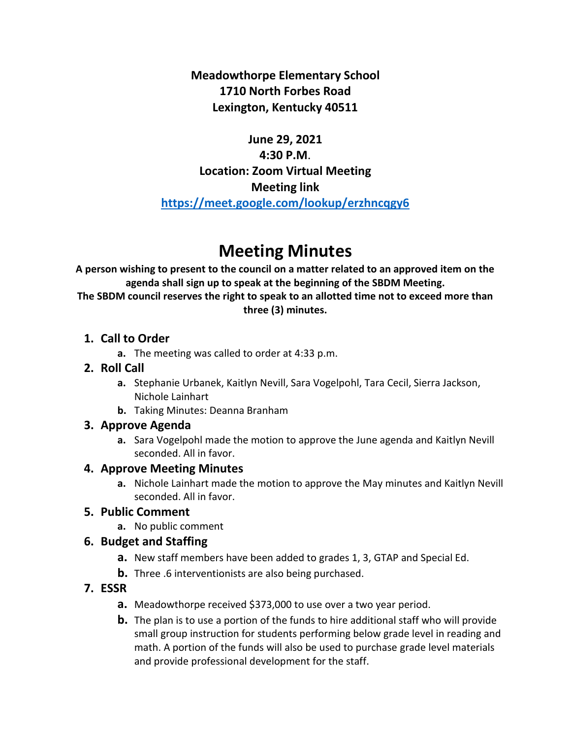**Meadowthorpe Elementary School**
**1710 North Forbes Road**
**Lexington, Kentucky 40511**

**June 29, 2021**
**4:30 P.M.**
**Location: Zoom Virtual Meeting**
**Meeting link**
**https://meet.google.com/lookup/erzhncqgy6**

# Meeting Minutes

**A person wishing to present to the council on a matter related to an approved item on the agenda shall sign up to speak at the beginning of the SBDM Meeting.**
**The SBDM council reserves the right to speak to an allotted time not to exceed more than three (3) minutes.**

1. **Call to Order**
   a. The meeting was called to order at 4:33 p.m.
2. **Roll Call**
   a. Stephanie Urbanek, Kaitlyn Nevill, Sara Vogelpohl, Tara Cecil, Sierra Jackson, Nichole Lainhart
   b. Taking Minutes: Deanna Branham
3. **Approve Agenda**
   a. Sara Vogelpohl made the motion to approve the June agenda and Kaitlyn Nevill seconded. All in favor.
4. **Approve Meeting Minutes**
   a. Nichole Lainhart made the motion to approve the May minutes and Kaitlyn Nevill seconded. All in favor.
5. **Public Comment**
   a. No public comment
6. **Budget and Staffing**
   a. New staff members have been added to grades 1, 3, GTAP and Special Ed.
   b. Three .6 interventionists are also being purchased.
7. **ESSR**
   a. Meadowthorpe received $373,000 to use over a two year period.
   b. The plan is to use a portion of the funds to hire additional staff who will provide small group instruction for students performing below grade level in reading and math. A portion of the funds will also be used to purchase grade level materials and provide professional development for the staff.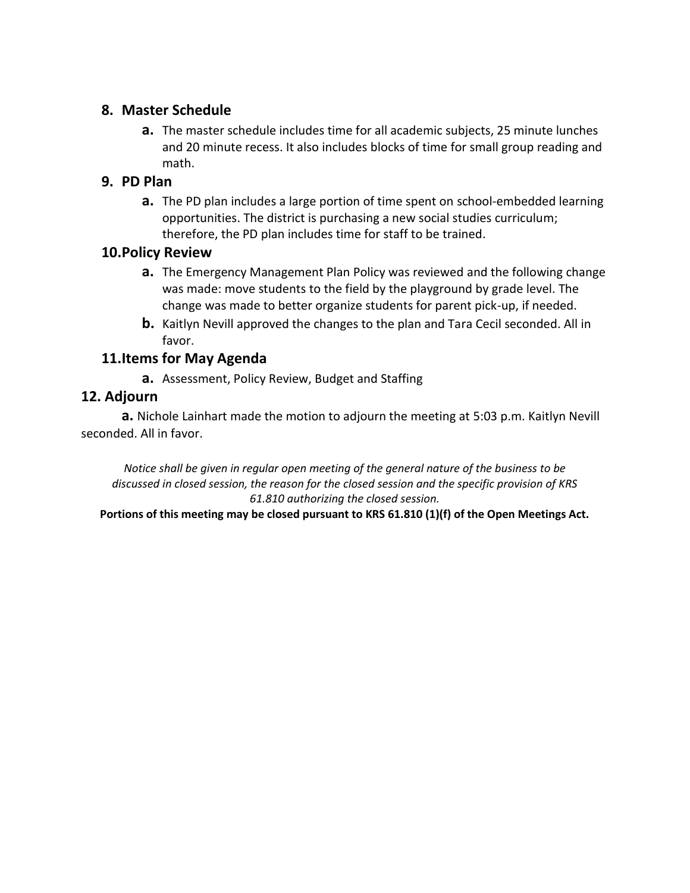## 8. Master Schedule

a. The master schedule includes time for all academic subjects, 25 minute lunches and 20 minute recess. It also includes blocks of time for small group reading and math.

## 9. PD Plan

a. The PD plan includes a large portion of time spent on school-embedded learning opportunities. The district is purchasing a new social studies curriculum; therefore, the PD plan includes time for staff to be trained.

## 10. Policy Review

a. The Emergency Management Plan Policy was reviewed and the following change was made: move students to the field by the playground by grade level. The change was made to better organize students for parent pick-up, if needed.

b. Kaitlyn Nevill approved the changes to the plan and Tara Cecil seconded. All in favor.

## 11. Items for May Agenda

a. Assessment, Policy Review, Budget and Staffing

## 12. Adjourn

a. Nichole Lainhart made the motion to adjourn the meeting at 5:03 p.m. Kaitlyn Nevill seconded. All in favor.

*Notice shall be given in regular open meeting of the general nature of the business to be discussed in closed session, the reason for the closed session and the specific provision of KRS 61.810 authorizing the closed session.*

**Portions of this meeting may be closed pursuant to KRS 61.810 (1)(f) of the Open Meetings Act.**